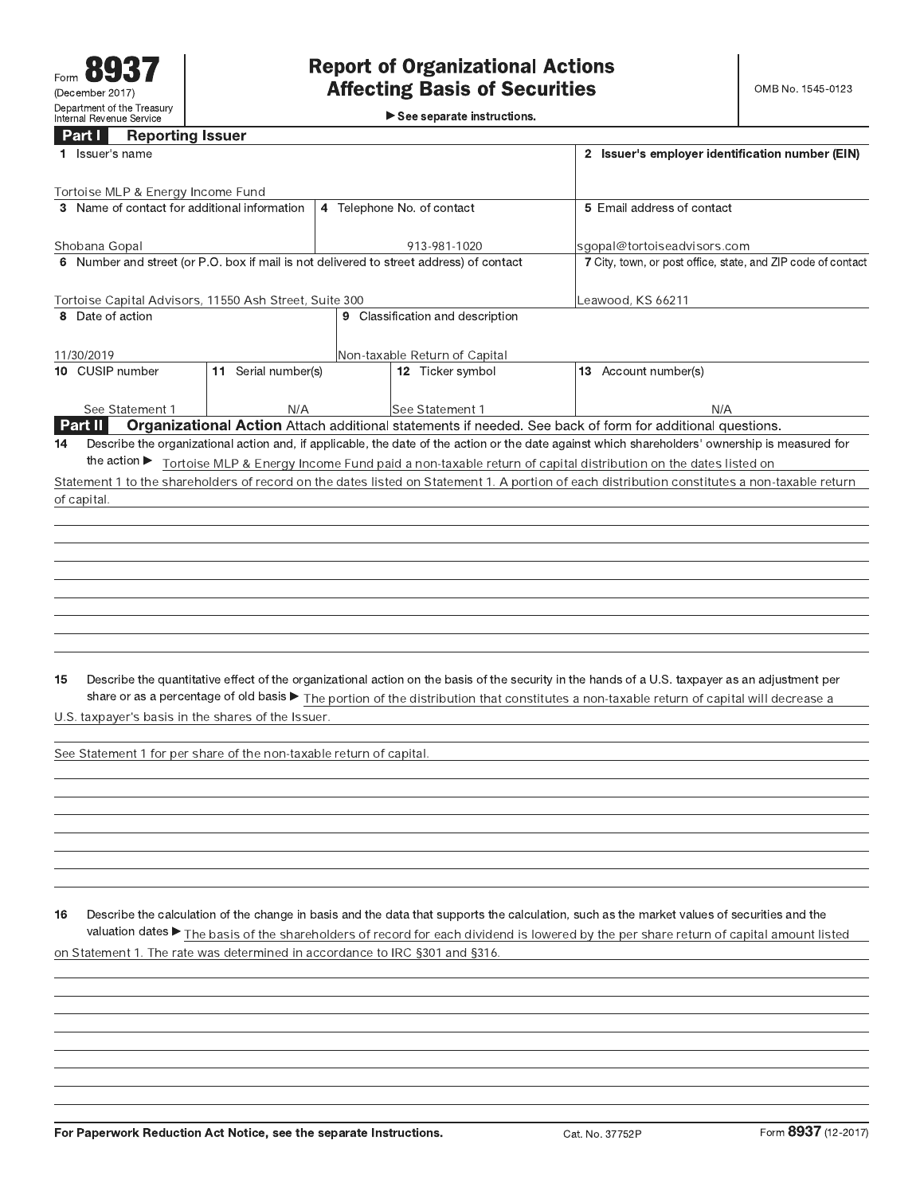Form **8937**
(December 2017)
Department of the Treasury
Internal Revenue Service

# Report of Organizational Actions Affecting Basis of Securities

▶ See separate instructions.

OMB No. 1545-0123

## Part I Reporting Issuer

| | | | |
|---|---|---|---|
| **1** Issuer's name<br>Tortoise MLP & Energy Income Fund | | | **2** Issuer's employer identification number (EIN) |
| **3** Name of contact for additional information<br>Shobana Gopal | **4** Telephone No. of contact<br>913-981-1020 | | **5** Email address of contact<br>sgopal@tortoiseadvisors.com |
| **6** Number and street (or P.O. box if mail is not delivered to street address) of contact<br>Tortoise Capital Advisors, 11550 Ash Street, Suite 300 | | | **7** City, town, or post office, state, and ZIP code of contact<br>Leawood, KS 66211 |
| **8** Date of action<br>11/30/2019 | **9** Classification and description<br>Non-taxable Return of Capital | | |
| **10** CUSIP number<br>See Statement 1 | **11** Serial number(s)<br>N/A | **12** Ticker symbol<br>See Statement 1 | **13** Account number(s)<br>N/A |

## Part II Organizational Action

Attach additional statements if needed. See back of form for additional questions.

**14** Describe the organizational action and, if applicable, the date of the action or the date against which shareholders' ownership is measured for the action ▶ Tortoise MLP & Energy Income Fund paid a non-taxable return of capital distribution on the dates listed on Statement 1 to the shareholders of record on the dates listed on Statement 1. A portion of each distribution constitutes a non-taxable return of capital.

**15** Describe the quantitative effect of the organizational action on the basis of the security in the hands of a U.S. taxpayer as an adjustment per share or as a percentage of old basis ▶ The portion of the distribution that constitutes a non-taxable return of capital will decrease a U.S. taxpayer's basis in the shares of the Issuer.

See Statement 1 for per share of the non-taxable return of capital.

**16** Describe the calculation of the change in basis and the data that supports the calculation, such as the market values of securities and the valuation dates ▶ The basis of the shareholders of record for each dividend is lowered by the per share return of capital amount listed on Statement 1. The rate was determined in accordance to IRC §301 and §316.

For Paperwork Reduction Act Notice, see the separate Instructions. Cat. No. 37752P Form **8937** (12-2017)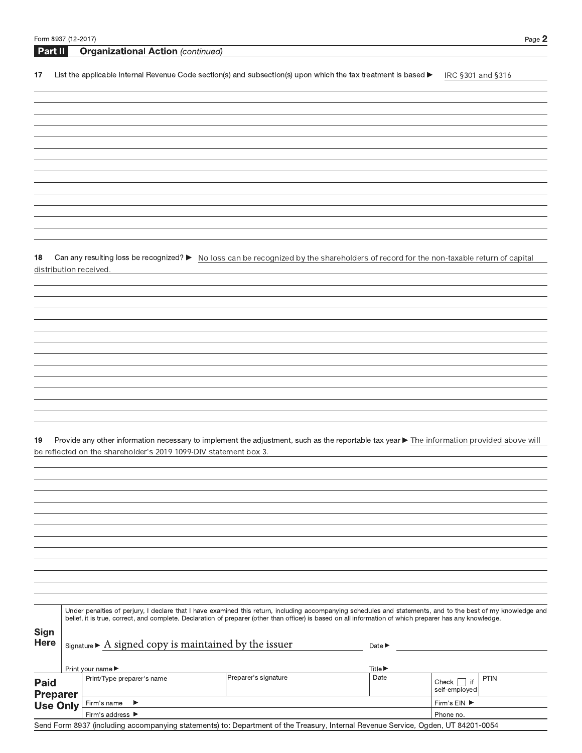## Part II Organizational Action *(continued)*

**17** List the applicable Internal Revenue Code section(s) and subsection(s) upon which the tax treatment is based ▶ IRC §301 and §316

**18** Can any resulting loss be recognized? ▶ No loss can be recognized by the shareholders of record for the non-taxable return of capital distribution received.

**19** Provide any other information necessary to implement the adjustment, such as the reportable tax year ▶ The information provided above will be reflected on the shareholder's 2019 1099-DIV statement box 3.

**Sign Here**

Under penalties of perjury, I declare that I have examined this return, including accompanying schedules and statements, and to the best of my knowledge and belief, it is true, correct, and complete. Declaration of preparer (other than officer) is based on all information of which preparer has any knowledge.

Signature ▶ A signed copy is maintained by the issuer | Date ▶

Print your name ▶ | Title ▶

| **Paid Preparer Use Only** | Print/Type preparer's name | Preparer's signature | Date | Check ☐ if self-employed | PTIN |
|---|---|---|---|---|---|
| | Firm's name ▶ | | | Firm's EIN ▶ | |
| | Firm's address ▶ | | | Phone no. | |

Send Form 8937 (including accompanying statements) to: Department of the Treasury, Internal Revenue Service, Ogden, UT 84201-0054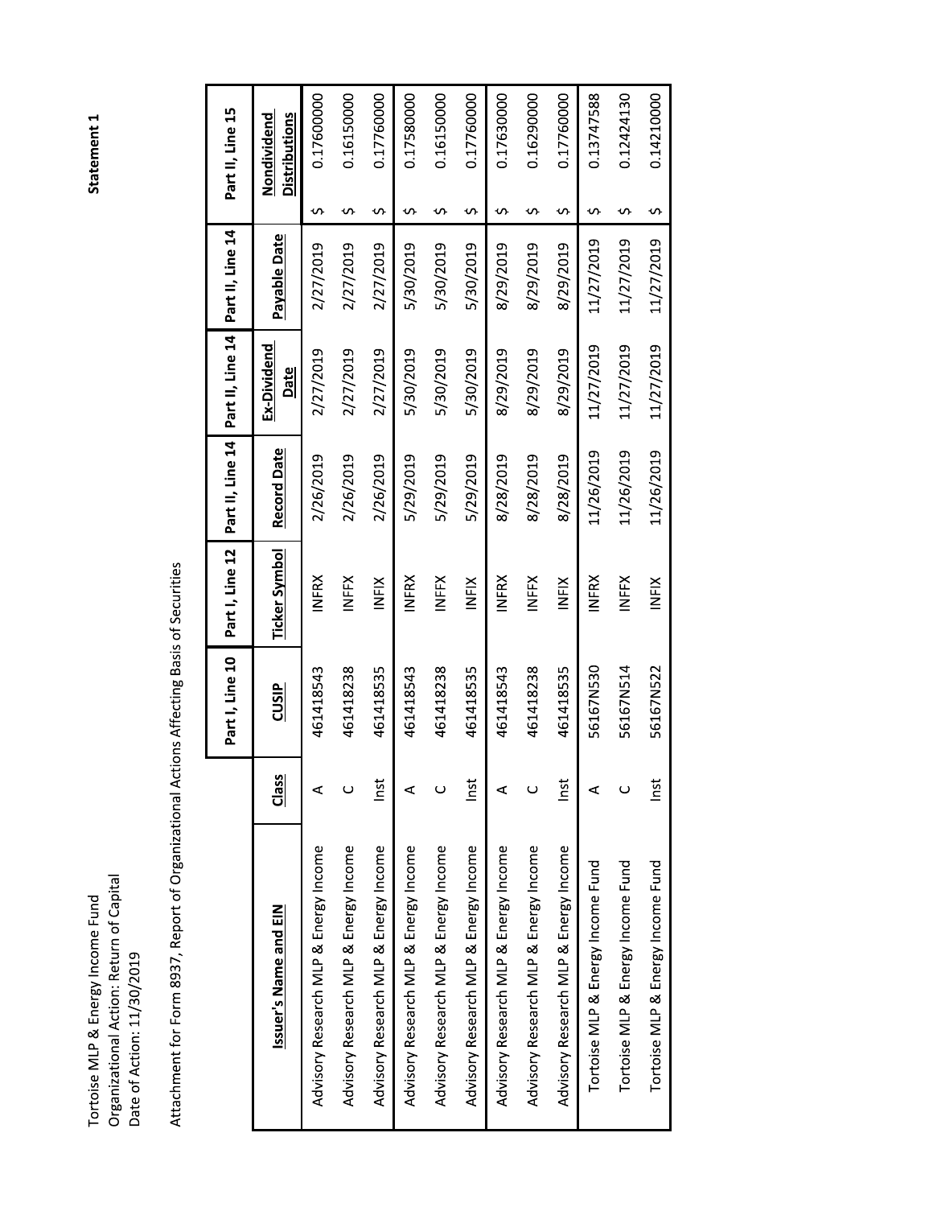Tortoise MLP & Energy Income Fund
Organizational Action: Return of Capital
Date of Action: 11/30/2019

**Statement 1**

Attachment for Form 8937, Report of Organizational Actions Affecting Basis of Securities

| | | Part I, Line 10 | Part I, Line 12 | Part II, Line 14 | Part II, Line 14 | Part II, Line 14 | Part II, Line 15 |
|---|---|---|---|---|---|---|---|
| **Issuer's Name and EIN** | **Class** | **CUSIP** | **Ticker Symbol** | **Record Date** | **Ex-Dividend Date** | **Payable Date** | **Nondividend Distributions** |
| Advisory Research MLP & Energy Income | A | 461418543 | INFRX | 2/26/2019 | 2/27/2019 | 2/27/2019 | $ 0.17600000 |
| Advisory Research MLP & Energy Income | C | 461418238 | INFFX | 2/26/2019 | 2/27/2019 | 2/27/2019 | $ 0.16150000 |
| Advisory Research MLP & Energy Income | Inst | 461418535 | INFIX | 2/26/2019 | 2/27/2019 | 2/27/2019 | $ 0.17760000 |
| Advisory Research MLP & Energy Income | A | 461418543 | INFRX | 5/29/2019 | 5/30/2019 | 5/30/2019 | $ 0.17580000 |
| Advisory Research MLP & Energy Income | C | 461418238 | INFFX | 5/29/2019 | 5/30/2019 | 5/30/2019 | $ 0.16150000 |
| Advisory Research MLP & Energy Income | Inst | 461418535 | INFIX | 5/29/2019 | 5/30/2019 | 5/30/2019 | $ 0.17760000 |
| Advisory Research MLP & Energy Income | A | 461418543 | INFRX | 8/28/2019 | 8/29/2019 | 8/29/2019 | $ 0.17630000 |
| Advisory Research MLP & Energy Income | C | 461418238 | INFFX | 8/28/2019 | 8/29/2019 | 8/29/2019 | $ 0.16290000 |
| Advisory Research MLP & Energy Income | Inst | 461418535 | INFIX | 8/28/2019 | 8/29/2019 | 8/29/2019 | $ 0.17760000 |
| Tortoise MLP & Energy Income Fund | A | 56167N530 | INFRX | 11/26/2019 | 11/27/2019 | 11/27/2019 | $ 0.13747588 |
| Tortoise MLP & Energy Income Fund | C | 56167N514 | INFFX | 11/26/2019 | 11/27/2019 | 11/27/2019 | $ 0.12424130 |
| Tortoise MLP & Energy Income Fund | Inst | 56167N522 | INFIX | 11/26/2019 | 11/27/2019 | 11/27/2019 | $ 0.14210000 |